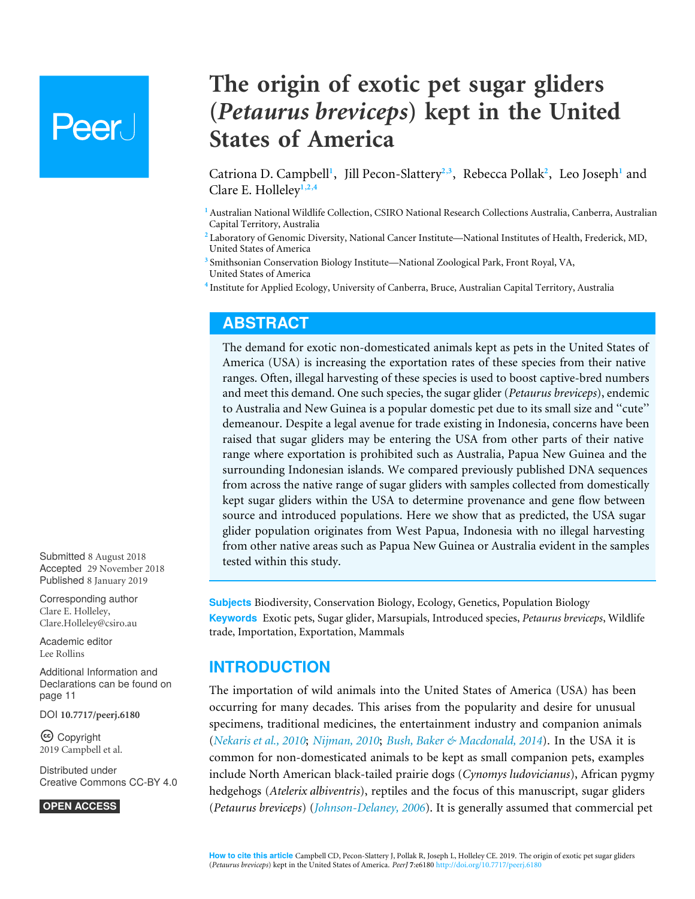# The origin of exotic pet sugar gliders (*Petaurus breviceps*) kept in the United States of America

Catriona D. Campbell[1], Jill Pecon-Slattery[2,3], Rebecca Pollak[2], Leo Joseph[1] and Clare E. Holleley[1,2,4]

[1] Australian National Wildlife Collection, CSIRO National Research Collections Australia, Canberra, Australian Capital Territory, Australia

[2] Laboratory of Genomic Diversity, National Cancer Institute—National Institutes of Health, Frederick, MD, United States of America

[3] Smithsonian Conservation Biology Institute—National Zoological Park, Front Royal, VA, United States of America

[4] Institute for Applied Ecology, University of Canberra, Bruce, Australian Capital Territory, Australia

## ABSTRACT

The demand for exotic non-domesticated animals kept as pets in the United States of America (USA) is increasing the exportation rates of these species from their native ranges. Often, illegal harvesting of these species is used to boost captive-bred numbers and meet this demand. One such species, the sugar glider (*Petaurus breviceps*), endemic to Australia and New Guinea is a popular domestic pet due to its small size and "cute" demeanour. Despite a legal avenue for trade existing in Indonesia, concerns have been raised that sugar gliders may be entering the USA from other parts of their native range where exportation is prohibited such as Australia, Papua New Guinea and the surrounding Indonesian islands. We compared previously published DNA sequences from across the native range of sugar gliders with samples collected from domestically kept sugar gliders within the USA to determine provenance and gene flow between source and introduced populations. Here we show that as predicted, the USA sugar glider population originates from West Papua, Indonesia with no illegal harvesting from other native areas such as Papua New Guinea or Australia evident in the samples tested within this study.

Submitted 8 August 2018
Accepted 29 November 2018
Published 8 January 2019

Corresponding author
Clare E. Holleley,
Clare.Holleley@csiro.au

Academic editor
Lee Rollins

Additional Information and Declarations can be found on page 11

DOI 10.7717/peerj.6180

Copyright
2019 Campbell et al.

Distributed under
Creative Commons CC-BY 4.0

OPEN ACCESS

**Subjects** Biodiversity, Conservation Biology, Ecology, Genetics, Population Biology

**Keywords** Exotic pets, Sugar glider, Marsupials, Introduced species, *Petaurus breviceps*, Wildlife trade, Importation, Exportation, Mammals

## INTRODUCTION

The importation of wild animals into the United States of America (USA) has been occurring for many decades. This arises from the popularity and desire for unusual specimens, traditional medicines, the entertainment industry and companion animals (*Nekaris et al., 2010*; *Nijman, 2010*; *Bush, Baker & Macdonald, 2014*). In the USA it is common for non-domesticated animals to be kept as small companion pets, examples include North American black-tailed prairie dogs (*Cynomys ludovicianus*), African pygmy hedgehogs (*Atelerix albiventris*), reptiles and the focus of this manuscript, sugar gliders (*Petaurus breviceps*) (*Johnson-Delaney, 2006*). It is generally assumed that commercial pet

**How to cite this article** Campbell CD, Pecon-Slattery J, Pollak R, Joseph L, Holleley CE. 2019. The origin of exotic pet sugar gliders (*Petaurus breviceps*) kept in the United States of America. *PeerJ* 7:e6180 http://doi.org/10.7717/peerj.6180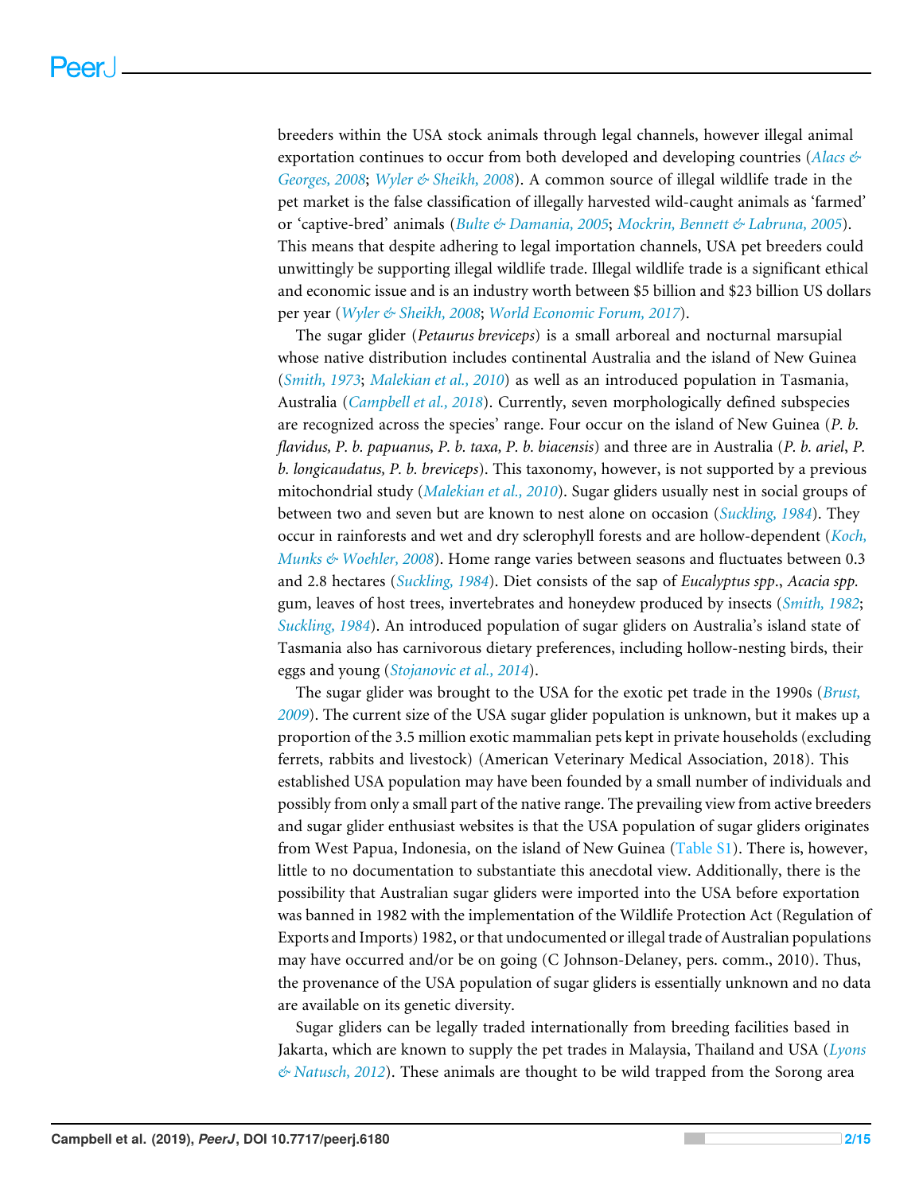breeders within the USA stock animals through legal channels, however illegal animal exportation continues to occur from both developed and developing countries (*Alacs & Georges, 2008*; *Wyler & Sheikh, 2008*). A common source of illegal wildlife trade in the pet market is the false classification of illegally harvested wild-caught animals as 'farmed' or 'captive-bred' animals (*Bulte & Damania, 2005*; *Mockrin, Bennett & Labruna, 2005*). This means that despite adhering to legal importation channels, USA pet breeders could unwittingly be supporting illegal wildlife trade. Illegal wildlife trade is a significant ethical and economic issue and is an industry worth between $5 billion and $23 billion US dollars per year (*Wyler & Sheikh, 2008*; *World Economic Forum, 2017*).

The sugar glider (*Petaurus breviceps*) is a small arboreal and nocturnal marsupial whose native distribution includes continental Australia and the island of New Guinea (*Smith, 1973*; *Malekian et al., 2010*) as well as an introduced population in Tasmania, Australia (*Campbell et al., 2018*). Currently, seven morphologically defined subspecies are recognized across the species' range. Four occur on the island of New Guinea (*P. b. flavidus, P. b. papuanus, P. b. taxa, P. b. biacensis*) and three are in Australia (*P. b. ariel*, *P. b. longicaudatus, P. b. breviceps*). This taxonomy, however, is not supported by a previous mitochondrial study (*Malekian et al., 2010*). Sugar gliders usually nest in social groups of between two and seven but are known to nest alone on occasion (*Suckling, 1984*). They occur in rainforests and wet and dry sclerophyll forests and are hollow-dependent (*Koch, Munks & Woehler, 2008*). Home range varies between seasons and fluctuates between 0.3 and 2.8 hectares (*Suckling, 1984*). Diet consists of the sap of *Eucalyptus spp*., *Acacia spp.* gum, leaves of host trees, invertebrates and honeydew produced by insects (*Smith, 1982*; *Suckling, 1984*). An introduced population of sugar gliders on Australia's island state of Tasmania also has carnivorous dietary preferences, including hollow-nesting birds, their eggs and young (*Stojanovic et al., 2014*).

The sugar glider was brought to the USA for the exotic pet trade in the 1990s (*Brust, 2009*). The current size of the USA sugar glider population is unknown, but it makes up a proportion of the 3.5 million exotic mammalian pets kept in private households (excluding ferrets, rabbits and livestock) (American Veterinary Medical Association, 2018). This established USA population may have been founded by a small number of individuals and possibly from only a small part of the native range. The prevailing view from active breeders and sugar glider enthusiast websites is that the USA population of sugar gliders originates from West Papua, Indonesia, on the island of New Guinea (Table S1). There is, however, little to no documentation to substantiate this anecdotal view. Additionally, there is the possibility that Australian sugar gliders were imported into the USA before exportation was banned in 1982 with the implementation of the Wildlife Protection Act (Regulation of Exports and Imports) 1982, or that undocumented or illegal trade of Australian populations may have occurred and/or be on going (C Johnson-Delaney, pers. comm., 2010). Thus, the provenance of the USA population of sugar gliders is essentially unknown and no data are available on its genetic diversity.

Sugar gliders can be legally traded internationally from breeding facilities based in Jakarta, which are known to supply the pet trades in Malaysia, Thailand and USA (*Lyons & Natusch, 2012*). These animals are thought to be wild trapped from the Sorong area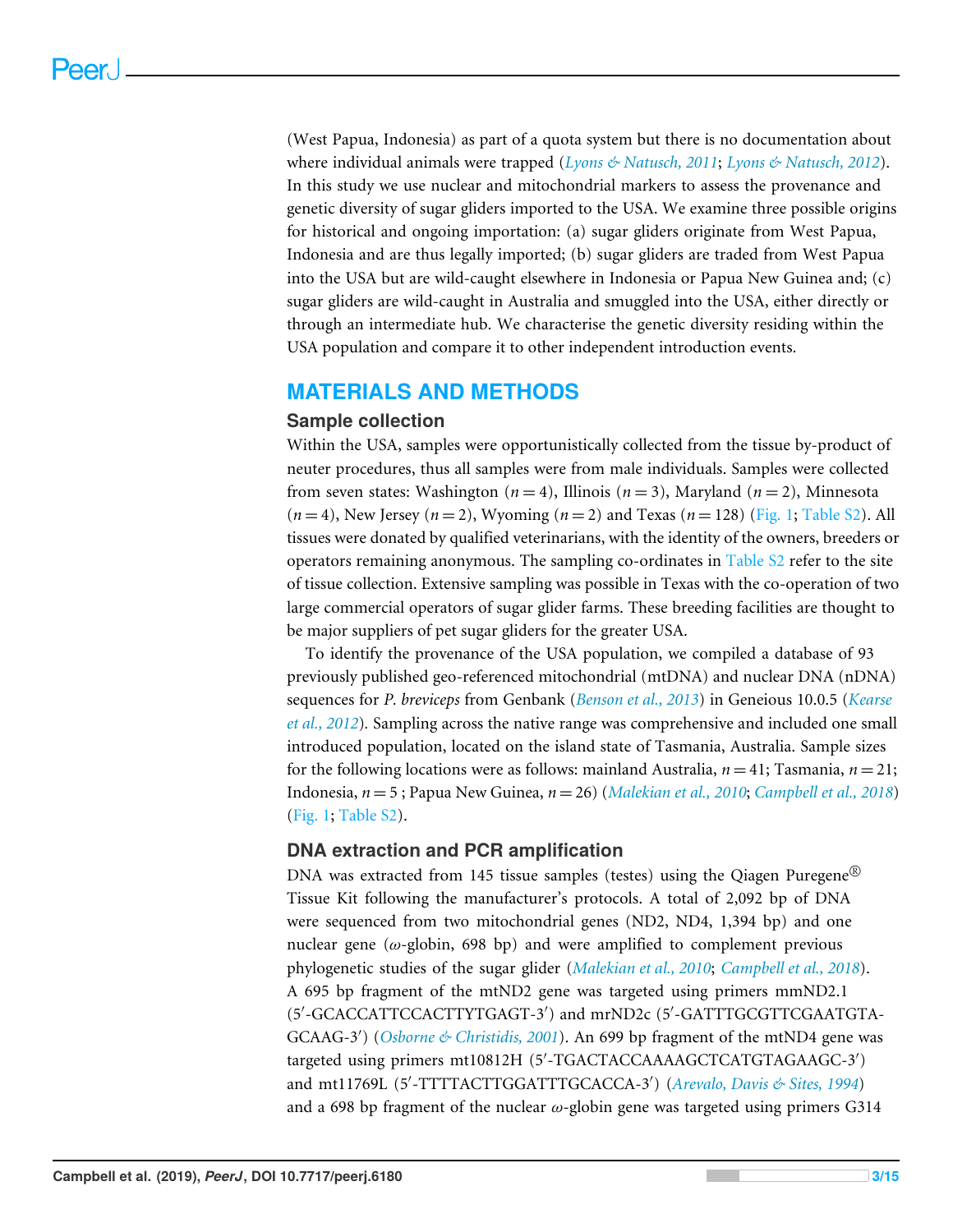(West Papua, Indonesia) as part of a quota system but there is no documentation about where individual animals were trapped (*Lyons & Natusch, 2011*; *Lyons & Natusch, 2012*). In this study we use nuclear and mitochondrial markers to assess the provenance and genetic diversity of sugar gliders imported to the USA. We examine three possible origins for historical and ongoing importation: (a) sugar gliders originate from West Papua, Indonesia and are thus legally imported; (b) sugar gliders are traded from West Papua into the USA but are wild-caught elsewhere in Indonesia or Papua New Guinea and; (c) sugar gliders are wild-caught in Australia and smuggled into the USA, either directly or through an intermediate hub. We characterise the genetic diversity residing within the USA population and compare it to other independent introduction events.

## MATERIALS AND METHODS

### Sample collection

Within the USA, samples were opportunistically collected from the tissue by-product of neuter procedures, thus all samples were from male individuals. Samples were collected from seven states: Washington (*n* = 4), Illinois (*n* = 3), Maryland (*n* = 2), Minnesota (*n* = 4), New Jersey (*n* = 2), Wyoming (*n* = 2) and Texas (*n* = 128) (Fig. 1; Table S2). All tissues were donated by qualified veterinarians, with the identity of the owners, breeders or operators remaining anonymous. The sampling co-ordinates in Table S2 refer to the site of tissue collection. Extensive sampling was possible in Texas with the co-operation of two large commercial operators of sugar glider farms. These breeding facilities are thought to be major suppliers of pet sugar gliders for the greater USA.

To identify the provenance of the USA population, we compiled a database of 93 previously published geo-referenced mitochondrial (mtDNA) and nuclear DNA (nDNA) sequences for *P. breviceps* from Genbank (*Benson et al., 2013*) in Geneious 10.0.5 (*Kearse et al., 2012*). Sampling across the native range was comprehensive and included one small introduced population, located on the island state of Tasmania, Australia. Sample sizes for the following locations were as follows: mainland Australia, *n* = 41; Tasmania, *n* = 21; Indonesia, *n* = 5 ; Papua New Guinea, *n* = 26) (*Malekian et al., 2010*; *Campbell et al., 2018*) (Fig. 1; Table S2).

### DNA extraction and PCR amplification

DNA was extracted from 145 tissue samples (testes) using the Qiagen Puregene® Tissue Kit following the manufacturer's protocols. A total of 2,092 bp of DNA were sequenced from two mitochondrial genes (ND2, ND4, 1,394 bp) and one nuclear gene ($\omega$-globin, 698 bp) and were amplified to complement previous phylogenetic studies of the sugar glider (*Malekian et al., 2010*; *Campbell et al., 2018*). A 695 bp fragment of the mtND2 gene was targeted using primers mmND2.1 (5′-GCACCATTCCACTTYTGAGT-3′) and mrND2c (5′-GATTTGCGTTCGAATGTA-GCAAG-3′) (*Osborne & Christidis, 2001*). An 699 bp fragment of the mtND4 gene was targeted using primers mt10812H (5′-TGACTACCAAAAGCTCATGTAGAAGC-3′) and mt11769L (5′-TTTTACTTGGATTTGCACCA-3′) (*Arevalo, Davis & Sites, 1994*) and a 698 bp fragment of the nuclear $\omega$-globin gene was targeted using primers G314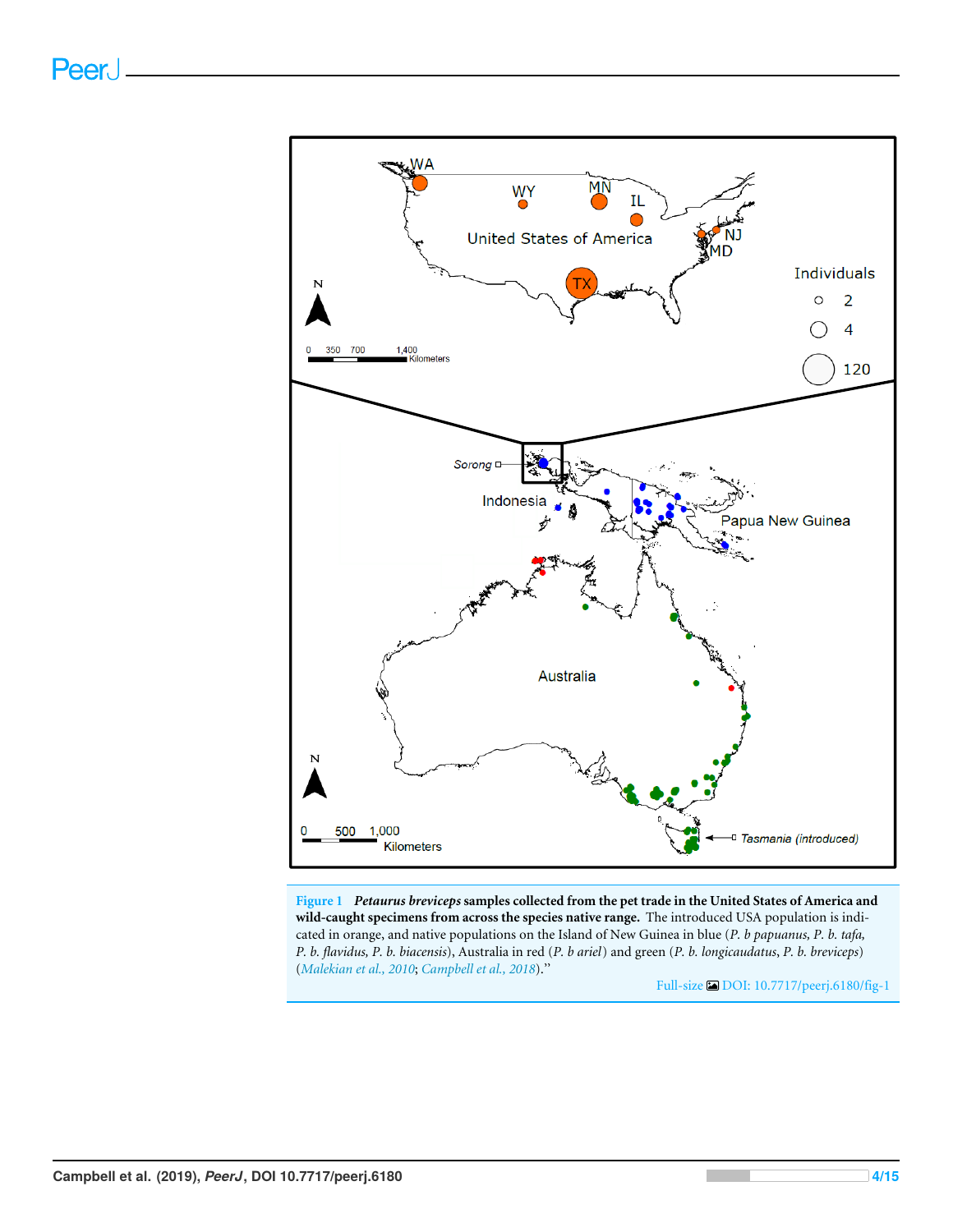**Figure 1** ***Petaurus breviceps*** **samples collected from the pet trade in the United States of America and wild-caught specimens from across the species native range.** The introduced USA population is indicated in orange, and native populations on the Island of New Guinea in blue (*P. b papuanus, P. b. tafa, P. b. flavidus, P. b. biacensis*), Australia in red (*P. b ariel*) and green (*P. b. longicaudatus, P. b. breviceps*) (*Malekian et al., 2010*; *Campbell et al., 2018*).”

Full-size DOI: 10.7717/peerj.6180/fig-1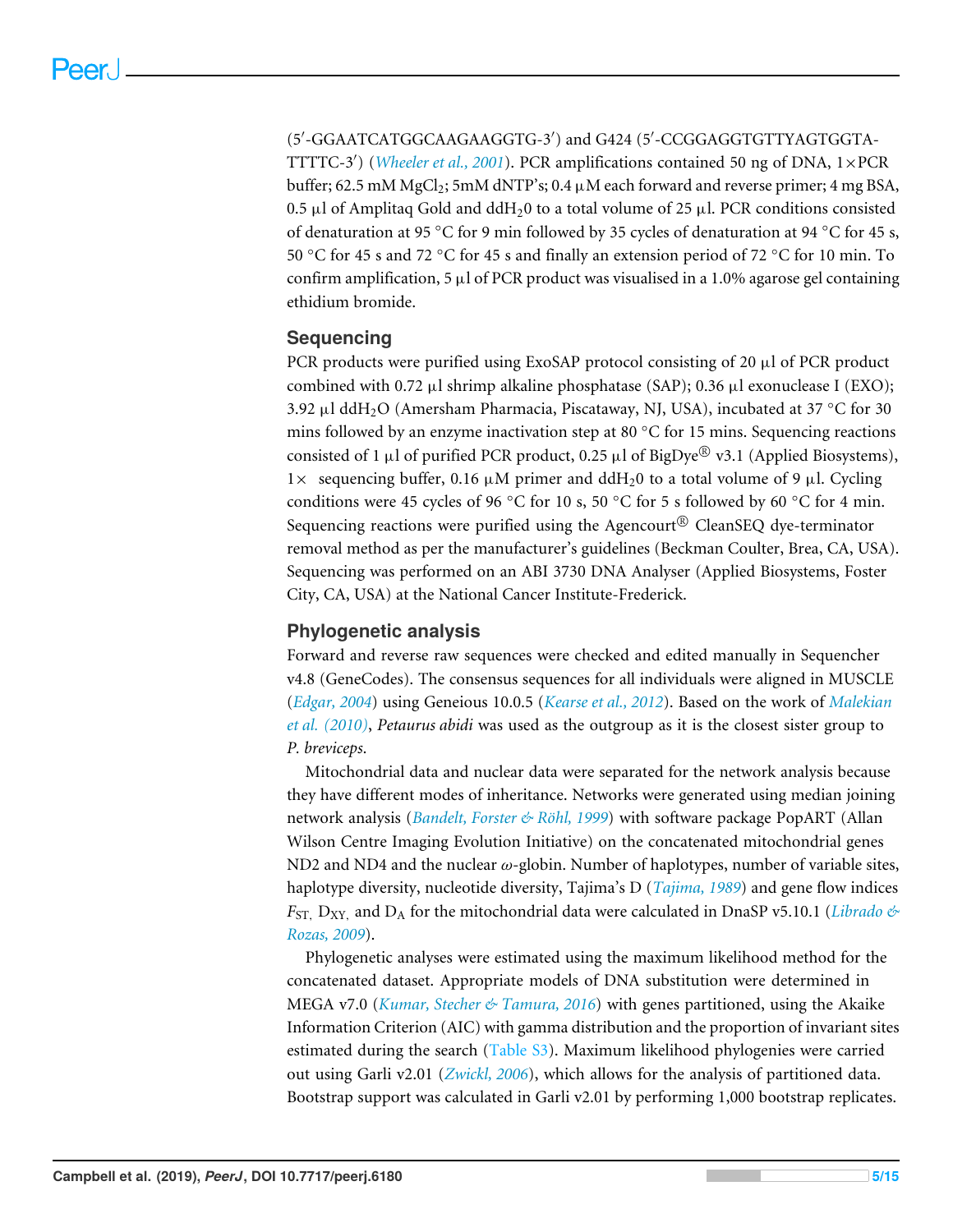(5′-GGAATCATGGCAAGAAGGTG-3′) and G424 (5′-CCGGAGGTGTTYAGTGGTA-TTTTC-3′) (*Wheeler et al., 2001*). PCR amplifications contained 50 ng of DNA, 1×PCR buffer; 62.5 mM $MgCl_2$; 5mM dNTP's; 0.4 μM each forward and reverse primer; 4 mg BSA, 0.5 μl of Amplitaq Gold and $ddH_20$ to a total volume of 25 μl. PCR conditions consisted of denaturation at 95 °C for 9 min followed by 35 cycles of denaturation at 94 °C for 45 s, 50 °C for 45 s and 72 °C for 45 s and finally an extension period of 72 °C for 10 min. To confirm amplification, 5 μl of PCR product was visualised in a 1.0% agarose gel containing ethidium bromide.

## Sequencing

PCR products were purified using ExoSAP protocol consisting of 20 μl of PCR product combined with 0.72 μl shrimp alkaline phosphatase (SAP); 0.36 μl exonuclease I (EXO); 3.92 μl $ddH_2O$ (Amersham Pharmacia, Piscataway, NJ, USA), incubated at 37 °C for 30 mins followed by an enzyme inactivation step at 80 °C for 15 mins. Sequencing reactions consisted of 1 μl of purified PCR product, 0.25 μl of BigDye® v3.1 (Applied Biosystems), 1× sequencing buffer, 0.16 μM primer and $ddH_20$ to a total volume of 9 μl. Cycling conditions were 45 cycles of 96 °C for 10 s, 50 °C for 5 s followed by 60 °C for 4 min. Sequencing reactions were purified using the Agencourt® CleanSEQ dye-terminator removal method as per the manufacturer's guidelines (Beckman Coulter, Brea, CA, USA). Sequencing was performed on an ABI 3730 DNA Analyser (Applied Biosystems, Foster City, CA, USA) at the National Cancer Institute-Frederick.

## Phylogenetic analysis

Forward and reverse raw sequences were checked and edited manually in Sequencher v4.8 (GeneCodes). The consensus sequences for all individuals were aligned in MUSCLE (*Edgar, 2004*) using Geneious 10.0.5 (*Kearse et al., 2012*). Based on the work of *Malekian et al. (2010)*, *Petaurus abidi* was used as the outgroup as it is the closest sister group to *P. breviceps*.

Mitochondrial data and nuclear data were separated for the network analysis because they have different modes of inheritance. Networks were generated using median joining network analysis (*Bandelt, Forster & Röhl, 1999*) with software package PopART (Allan Wilson Centre Imaging Evolution Initiative) on the concatenated mitochondrial genes ND2 and ND4 and the nuclear $\omega$-globin. Number of haplotypes, number of variable sites, haplotype diversity, nucleotide diversity, Tajima's D (*Tajima, 1989*) and gene flow indices $F_{ST}$, $D_{XY}$, and $D_A$ for the mitochondrial data were calculated in DnaSP v5.10.1 (*Librado & Rozas, 2009*).

Phylogenetic analyses were estimated using the maximum likelihood method for the concatenated dataset. Appropriate models of DNA substitution were determined in MEGA v7.0 (*Kumar, Stecher & Tamura, 2016*) with genes partitioned, using the Akaike Information Criterion (AIC) with gamma distribution and the proportion of invariant sites estimated during the search (Table S3). Maximum likelihood phylogenies were carried out using Garli v2.01 (*Zwickl, 2006*), which allows for the analysis of partitioned data. Bootstrap support was calculated in Garli v2.01 by performing 1,000 bootstrap replicates.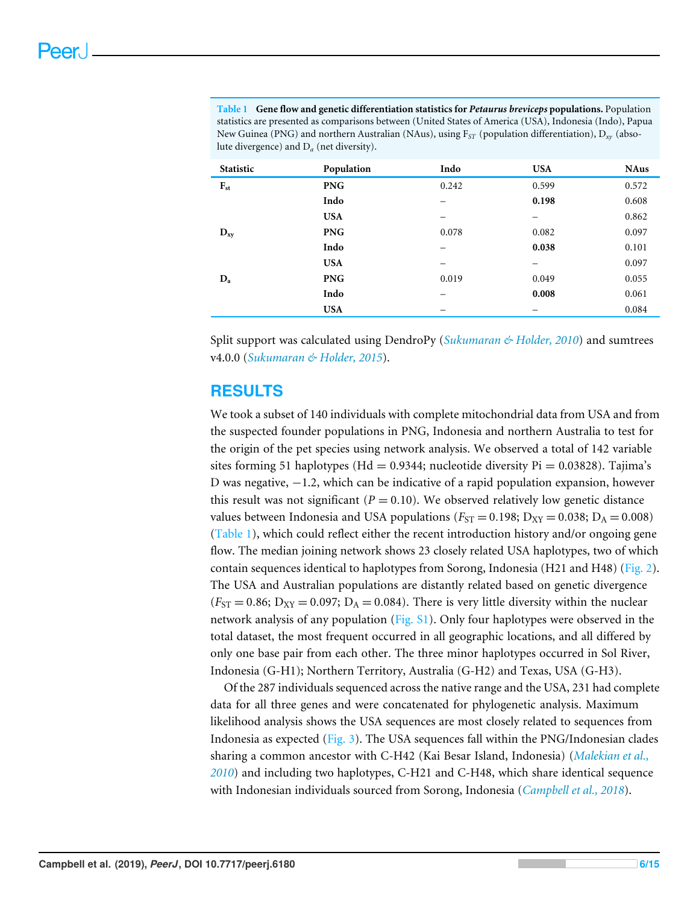**Table 1 Gene flow and genetic differentiation statistics for *Petaurus breviceps* populations.** Population statistics are presented as comparisons between (United States of America (USA), Indonesia (Indo), Papua New Guinea (PNG) and northern Australian (NAus), using $F_{ST}$ (population differentiation), $D_{xy}$ (absolute divergence) and $D_a$ (net diversity).

| Statistic | Population | Indo | USA | NAus |
|---|---|---|---|---|
| $F_{st}$ | PNG | 0.242 | 0.599 | 0.572 |
| | Indo | – | **0.198** | 0.608 |
| | USA | – | – | 0.862 |
| $D_{xy}$ | PNG | 0.078 | 0.082 | 0.097 |
| | Indo | – | **0.038** | 0.101 |
| | USA | – | – | 0.097 |
| $D_a$ | PNG | 0.019 | 0.049 | 0.055 |
| | Indo | – | **0.008** | 0.061 |
| | USA | – | – | 0.084 |

Split support was calculated using DendroPy (*Sukumaran & Holder, 2010*) and sumtrees v4.0.0 (*Sukumaran & Holder, 2015*).

## RESULTS

We took a subset of 140 individuals with complete mitochondrial data from USA and from the suspected founder populations in PNG, Indonesia and northern Australia to test for the origin of the pet species using network analysis. We observed a total of 142 variable sites forming 51 haplotypes (Hd = 0.9344; nucleotide diversity Pi = 0.03828). Tajima's D was negative, −1.2, which can be indicative of a rapid population expansion, however this result was not significant ($P = 0.10$). We observed relatively low genetic distance values between Indonesia and USA populations ($F_{ST} = 0.198$; $D_{XY} = 0.038$; $D_A = 0.008$) (Table 1), which could reflect either the recent introduction history and/or ongoing gene flow. The median joining network shows 23 closely related USA haplotypes, two of which contain sequences identical to haplotypes from Sorong, Indonesia (H21 and H48) (Fig. 2). The USA and Australian populations are distantly related based on genetic divergence ($F_{ST} = 0.86$; $D_{XY} = 0.097$; $D_A = 0.084$). There is very little diversity within the nuclear network analysis of any population (Fig. S1). Only four haplotypes were observed in the total dataset, the most frequent occurred in all geographic locations, and all differed by only one base pair from each other. The three minor haplotypes occurred in Sol River, Indonesia (G-H1); Northern Territory, Australia (G-H2) and Texas, USA (G-H3).

Of the 287 individuals sequenced across the native range and the USA, 231 had complete data for all three genes and were concatenated for phylogenetic analysis. Maximum likelihood analysis shows the USA sequences are most closely related to sequences from Indonesia as expected (Fig. 3). The USA sequences fall within the PNG/Indonesian clades sharing a common ancestor with C-H42 (Kai Besar Island, Indonesia) (*Malekian et al., 2010*) and including two haplotypes, C-H21 and C-H48, which share identical sequence with Indonesian individuals sourced from Sorong, Indonesia (*Campbell et al., 2018*).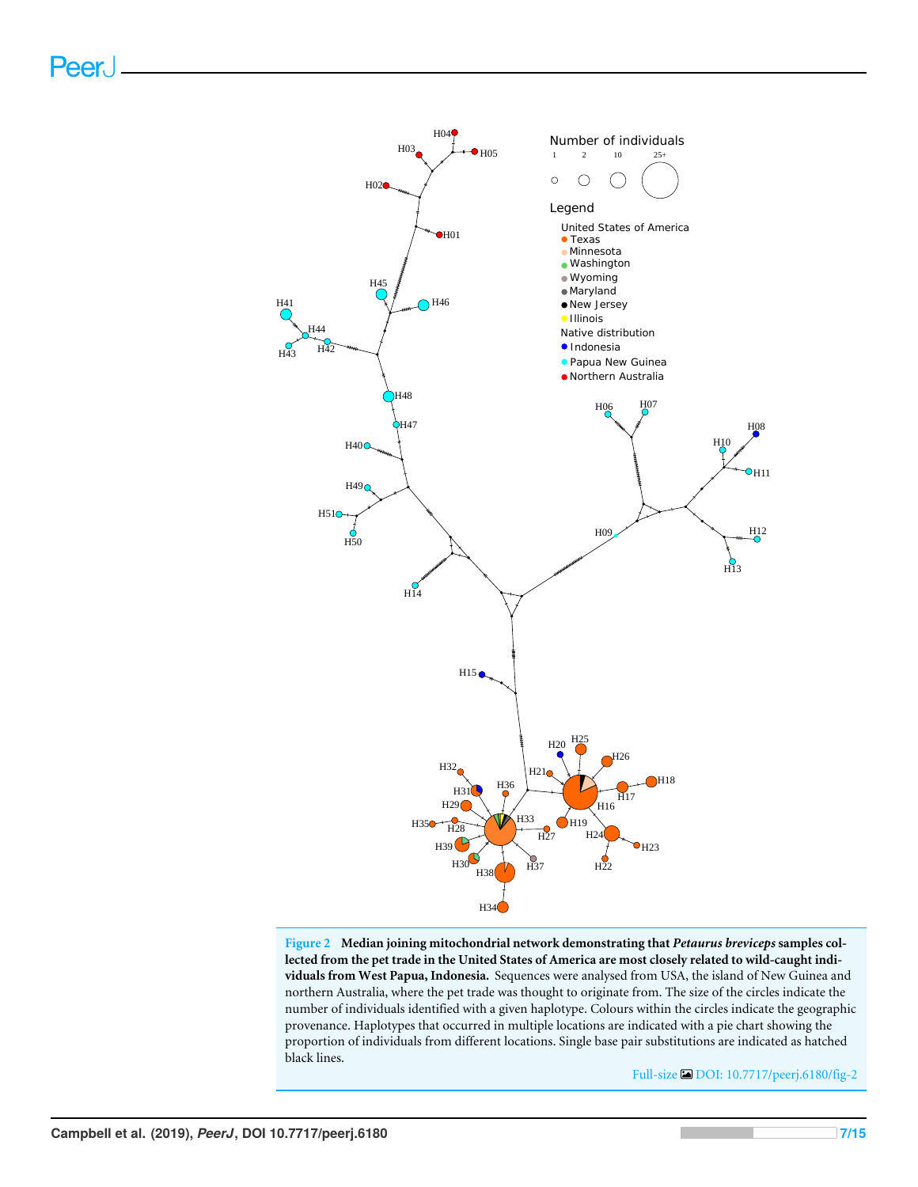**Figure 2 Median joining mitochondrial network demonstrating that *Petaurus breviceps* samples collected from the pet trade in the United States of America are most closely related to wild-caught individuals from West Papua, Indonesia.** Sequences were analysed from USA, the island of New Guinea and northern Australia, where the pet trade was thought to originate from. The size of the circles indicate the number of individuals identified with a given haplotype. Colours within the circles indicate the geographic provenance. Haplotypes that occurred in multiple locations are indicated with a pie chart showing the proportion of individuals from different locations. Single base pair substitutions are indicated as hatched black lines.

Full-size DOI: 10.7717/peerj.6180/fig-2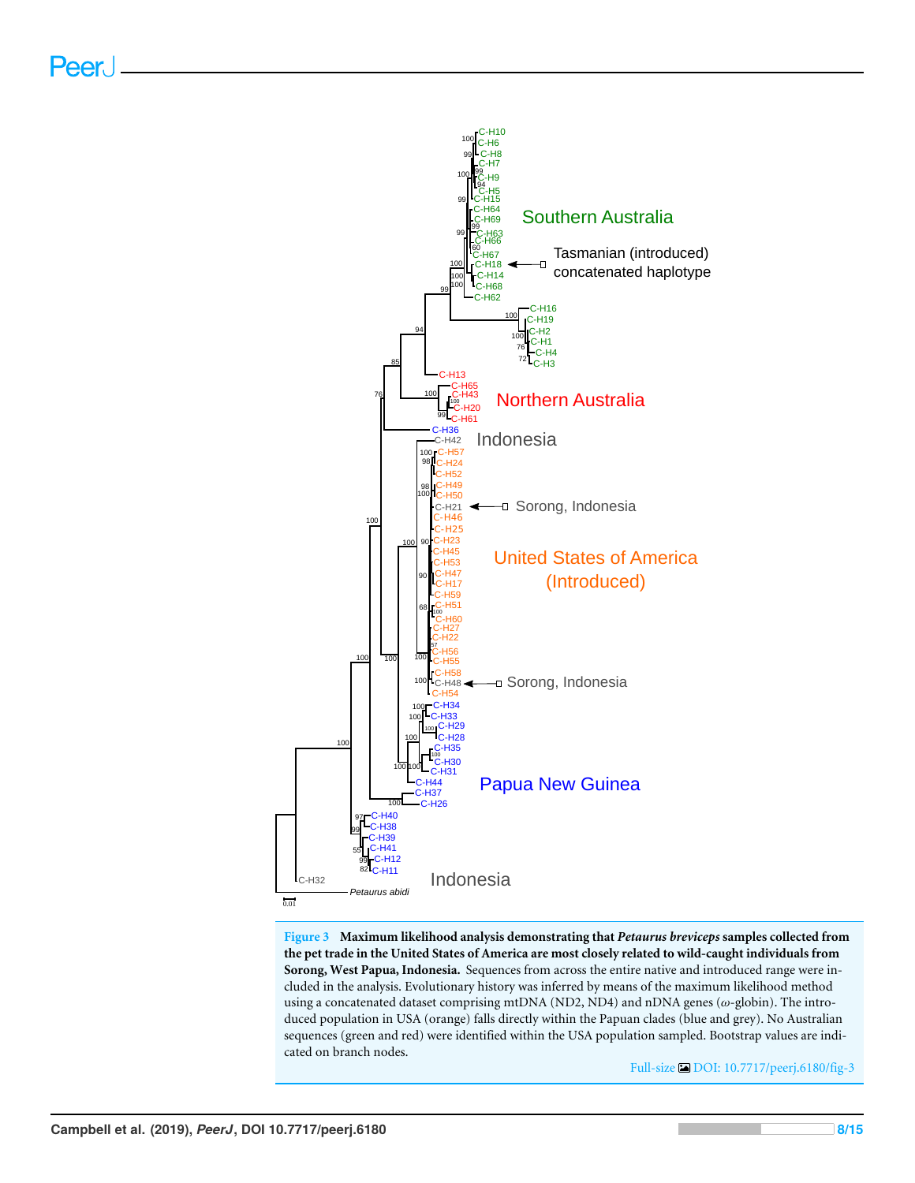**Figure 3 Maximum likelihood analysis demonstrating that *Petaurus breviceps* samples collected from the pet trade in the United States of America are most closely related to wild-caught individuals from Sorong, West Papua, Indonesia.** Sequences from across the entire native and introduced range were included in the analysis. Evolutionary history was inferred by means of the maximum likelihood method using a concatenated dataset comprising mtDNA (ND2, ND4) and nDNA genes ($\omega$-globin). The introduced population in USA (orange) falls directly within the Papuan clades (blue and grey). No Australian sequences (green and red) were identified within the USA population sampled. Bootstrap values are indicated on branch nodes.

Full-size DOI: 10.7717/peerj.6180/fig-3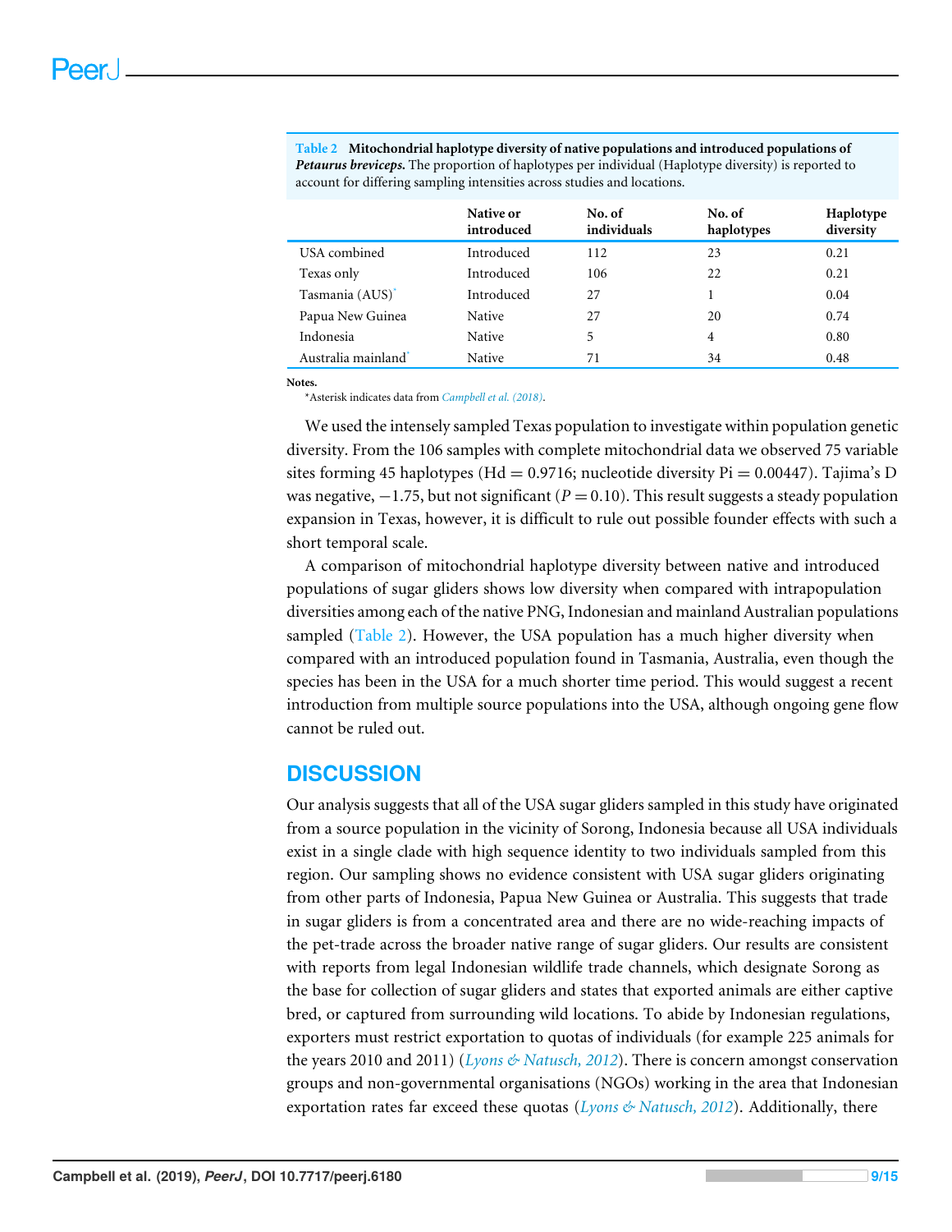**Table 2 Mitochondrial haplotype diversity of native populations and introduced populations of *Petaurus breviceps*.** The proportion of haplotypes per individual (Haplotype diversity) is reported to account for differing sampling intensities across studies and locations.

| | Native or introduced | No. of individuals | No. of haplotypes | Haplotype diversity |
|---|---|---|---|---|
| USA combined | Introduced | 112 | 23 | 0.21 |
| Texas only | Introduced | 106 | 22 | 0.21 |
| Tasmania (AUS)* | Introduced | 27 | 1 | 0.04 |
| Papua New Guinea | Native | 27 | 20 | 0.74 |
| Indonesia | Native | 5 | 4 | 0.80 |
| Australia mainland* | Native | 71 | 34 | 0.48 |

**Notes.**
*Asterisk indicates data from *Campbell et al. (2018)*.

We used the intensely sampled Texas population to investigate within population genetic diversity. From the 106 samples with complete mitochondrial data we observed 75 variable sites forming 45 haplotypes (Hd = 0.9716; nucleotide diversity Pi = 0.00447). Tajima's D was negative, −1.75, but not significant ($P = 0.10$). This result suggests a steady population expansion in Texas, however, it is difficult to rule out possible founder effects with such a short temporal scale.

A comparison of mitochondrial haplotype diversity between native and introduced populations of sugar gliders shows low diversity when compared with intrapopulation diversities among each of the native PNG, Indonesian and mainland Australian populations sampled (Table 2). However, the USA population has a much higher diversity when compared with an introduced population found in Tasmania, Australia, even though the species has been in the USA for a much shorter time period. This would suggest a recent introduction from multiple source populations into the USA, although ongoing gene flow cannot be ruled out.

## DISCUSSION

Our analysis suggests that all of the USA sugar gliders sampled in this study have originated from a source population in the vicinity of Sorong, Indonesia because all USA individuals exist in a single clade with high sequence identity to two individuals sampled from this region. Our sampling shows no evidence consistent with USA sugar gliders originating from other parts of Indonesia, Papua New Guinea or Australia. This suggests that trade in sugar gliders is from a concentrated area and there are no wide-reaching impacts of the pet-trade across the broader native range of sugar gliders. Our results are consistent with reports from legal Indonesian wildlife trade channels, which designate Sorong as the base for collection of sugar gliders and states that exported animals are either captive bred, or captured from surrounding wild locations. To abide by Indonesian regulations, exporters must restrict exportation to quotas of individuals (for example 225 animals for the years 2010 and 2011) (*Lyons & Natusch, 2012*). There is concern amongst conservation groups and non-governmental organisations (NGOs) working in the area that Indonesian exportation rates far exceed these quotas (*Lyons & Natusch, 2012*). Additionally, there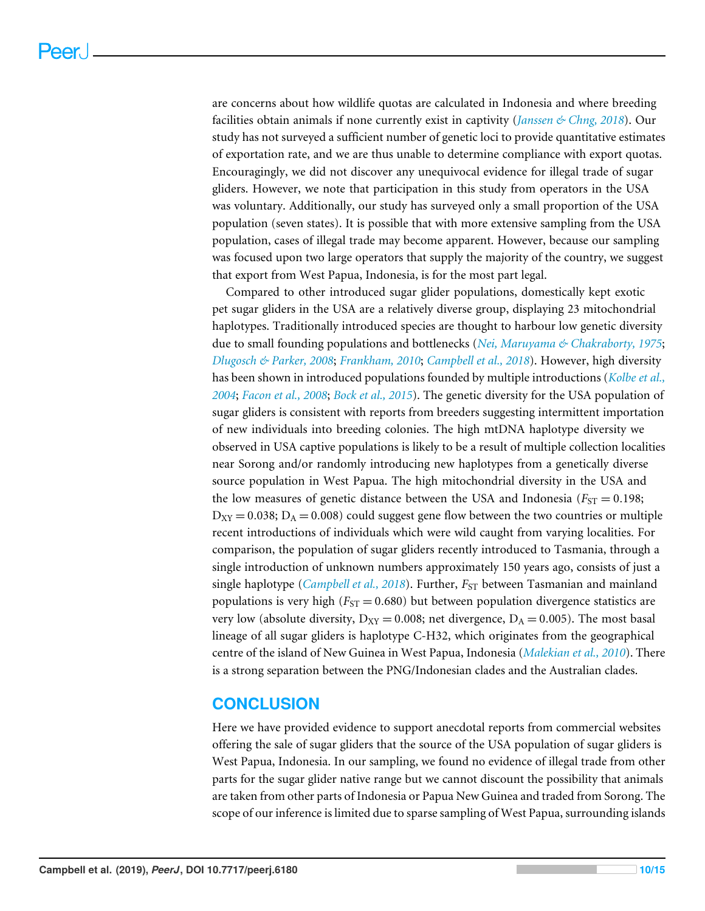are concerns about how wildlife quotas are calculated in Indonesia and where breeding facilities obtain animals if none currently exist in captivity (*Janssen & Chng, 2018*). Our study has not surveyed a sufficient number of genetic loci to provide quantitative estimates of exportation rate, and we are thus unable to determine compliance with export quotas. Encouragingly, we did not discover any unequivocal evidence for illegal trade of sugar gliders. However, we note that participation in this study from operators in the USA was voluntary. Additionally, our study has surveyed only a small proportion of the USA population (seven states). It is possible that with more extensive sampling from the USA population, cases of illegal trade may become apparent. However, because our sampling was focused upon two large operators that supply the majority of the country, we suggest that export from West Papua, Indonesia, is for the most part legal.

Compared to other introduced sugar glider populations, domestically kept exotic pet sugar gliders in the USA are a relatively diverse group, displaying 23 mitochondrial haplotypes. Traditionally introduced species are thought to harbour low genetic diversity due to small founding populations and bottlenecks (*Nei, Maruyama & Chakraborty, 1975*; *Dlugosch & Parker, 2008*; *Frankham, 2010*; *Campbell et al., 2018*). However, high diversity has been shown in introduced populations founded by multiple introductions (*Kolbe et al., 2004*; *Facon et al., 2008*; *Bock et al., 2015*). The genetic diversity for the USA population of sugar gliders is consistent with reports from breeders suggesting intermittent importation of new individuals into breeding colonies. The high mtDNA haplotype diversity we observed in USA captive populations is likely to be a result of multiple collection localities near Sorong and/or randomly introducing new haplotypes from a genetically diverse source population in West Papua. The high mitochondrial diversity in the USA and the low measures of genetic distance between the USA and Indonesia ($F_{ST} = 0.198$; $D_{XY} = 0.038$; $D_A = 0.008$) could suggest gene flow between the two countries or multiple recent introductions of individuals which were wild caught from varying localities. For comparison, the population of sugar gliders recently introduced to Tasmania, through a single introduction of unknown numbers approximately 150 years ago, consists of just a single haplotype (*Campbell et al., 2018*). Further, $F_{ST}$ between Tasmanian and mainland populations is very high ($F_{ST} = 0.680$) but between population divergence statistics are very low (absolute diversity, $D_{XY} = 0.008$; net divergence, $D_A = 0.005$). The most basal lineage of all sugar gliders is haplotype C-H32, which originates from the geographical centre of the island of New Guinea in West Papua, Indonesia (*Malekian et al., 2010*). There is a strong separation between the PNG/Indonesian clades and the Australian clades.

## CONCLUSION

Here we have provided evidence to support anecdotal reports from commercial websites offering the sale of sugar gliders that the source of the USA population of sugar gliders is West Papua, Indonesia. In our sampling, we found no evidence of illegal trade from other parts for the sugar glider native range but we cannot discount the possibility that animals are taken from other parts of Indonesia or Papua New Guinea and traded from Sorong. The scope of our inference is limited due to sparse sampling of West Papua, surrounding islands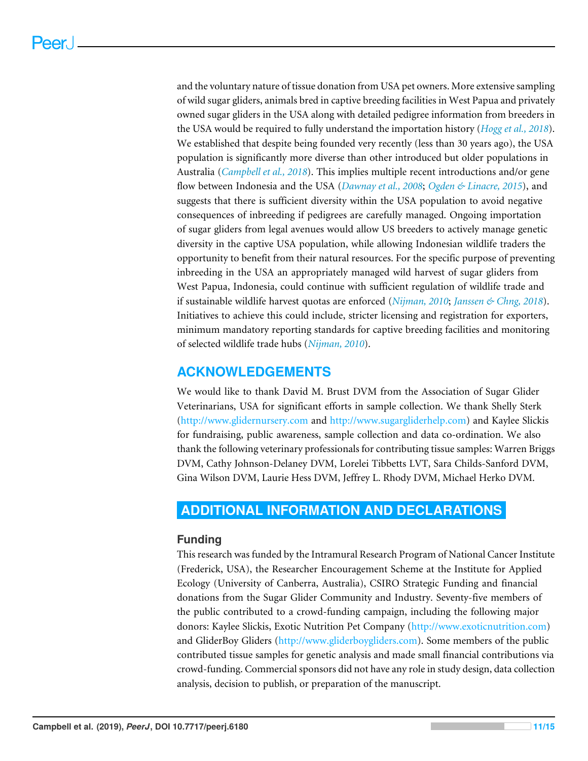and the voluntary nature of tissue donation from USA pet owners. More extensive sampling of wild sugar gliders, animals bred in captive breeding facilities in West Papua and privately owned sugar gliders in the USA along with detailed pedigree information from breeders in the USA would be required to fully understand the importation history (*Hogg et al., 2018*). We established that despite being founded very recently (less than 30 years ago), the USA population is significantly more diverse than other introduced but older populations in Australia (*Campbell et al., 2018*). This implies multiple recent introductions and/or gene flow between Indonesia and the USA (*Dawnay et al., 2008*; *Ogden & Linacre, 2015*), and suggests that there is sufficient diversity within the USA population to avoid negative consequences of inbreeding if pedigrees are carefully managed. Ongoing importation of sugar gliders from legal avenues would allow US breeders to actively manage genetic diversity in the captive USA population, while allowing Indonesian wildlife traders the opportunity to benefit from their natural resources. For the specific purpose of preventing inbreeding in the USA an appropriately managed wild harvest of sugar gliders from West Papua, Indonesia, could continue with sufficient regulation of wildlife trade and if sustainable wildlife harvest quotas are enforced (*Nijman, 2010*; *Janssen & Chng, 2018*). Initiatives to achieve this could include, stricter licensing and registration for exporters, minimum mandatory reporting standards for captive breeding facilities and monitoring of selected wildlife trade hubs (*Nijman, 2010*).

## ACKNOWLEDGEMENTS

We would like to thank David M. Brust DVM from the Association of Sugar Glider Veterinarians, USA for significant efforts in sample collection. We thank Shelly Sterk (http://www.glidernursery.com and http://www.sugargliderhelp.com) and Kaylee Slickis for fundraising, public awareness, sample collection and data co-ordination. We also thank the following veterinary professionals for contributing tissue samples: Warren Briggs DVM, Cathy Johnson-Delaney DVM, Lorelei Tibbetts LVT, Sara Childs-Sanford DVM, Gina Wilson DVM, Laurie Hess DVM, Jeffrey L. Rhody DVM, Michael Herko DVM.

## ADDITIONAL INFORMATION AND DECLARATIONS

### Funding

This research was funded by the Intramural Research Program of National Cancer Institute (Frederick, USA), the Researcher Encouragement Scheme at the Institute for Applied Ecology (University of Canberra, Australia), CSIRO Strategic Funding and financial donations from the Sugar Glider Community and Industry. Seventy-five members of the public contributed to a crowd-funding campaign, including the following major donors: Kaylee Slickis, Exotic Nutrition Pet Company (http://www.exoticnutrition.com) and GliderBoy Gliders (http://www.gliderboygliders.com). Some members of the public contributed tissue samples for genetic analysis and made small financial contributions via crowd-funding. Commercial sponsors did not have any role in study design, data collection analysis, decision to publish, or preparation of the manuscript.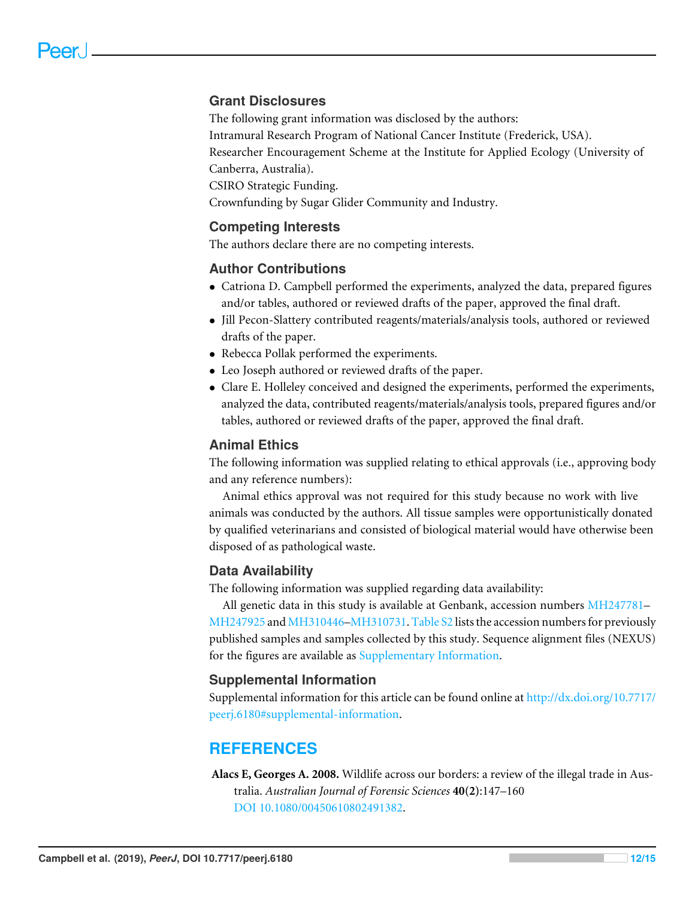## Grant Disclosures

The following grant information was disclosed by the authors:
Intramural Research Program of National Cancer Institute (Frederick, USA).
Researcher Encouragement Scheme at the Institute for Applied Ecology (University of Canberra, Australia).
CSIRO Strategic Funding.
Crownfunding by Sugar Glider Community and Industry.

## Competing Interests

The authors declare there are no competing interests.

## Author Contributions

- Catriona D. Campbell performed the experiments, analyzed the data, prepared figures and/or tables, authored or reviewed drafts of the paper, approved the final draft.
- Jill Pecon-Slattery contributed reagents/materials/analysis tools, authored or reviewed drafts of the paper.
- Rebecca Pollak performed the experiments.
- Leo Joseph authored or reviewed drafts of the paper.
- Clare E. Holleley conceived and designed the experiments, performed the experiments, analyzed the data, contributed reagents/materials/analysis tools, prepared figures and/or tables, authored or reviewed drafts of the paper, approved the final draft.

## Animal Ethics

The following information was supplied relating to ethical approvals (i.e., approving body and any reference numbers):

Animal ethics approval was not required for this study because no work with live animals was conducted by the authors. All tissue samples were opportunistically donated by qualified veterinarians and consisted of biological material would have otherwise been disposed of as pathological waste.

## Data Availability

The following information was supplied regarding data availability:

All genetic data in this study is available at Genbank, accession numbers MH247781–MH247925 and MH310446–MH310731. Table S2 lists the accession numbers for previously published samples and samples collected by this study. Sequence alignment files (NEXUS) for the figures are available as Supplementary Information.

## Supplemental Information

Supplemental information for this article can be found online at http://dx.doi.org/10.7717/peerj.6180#supplemental-information.

# REFERENCES

**Alacs E, Georges A. 2008.** Wildlife across our borders: a review of the illegal trade in Australia. *Australian Journal of Forensic Sciences* **40(2)**:147–160 DOI 10.1080/00450610802491382.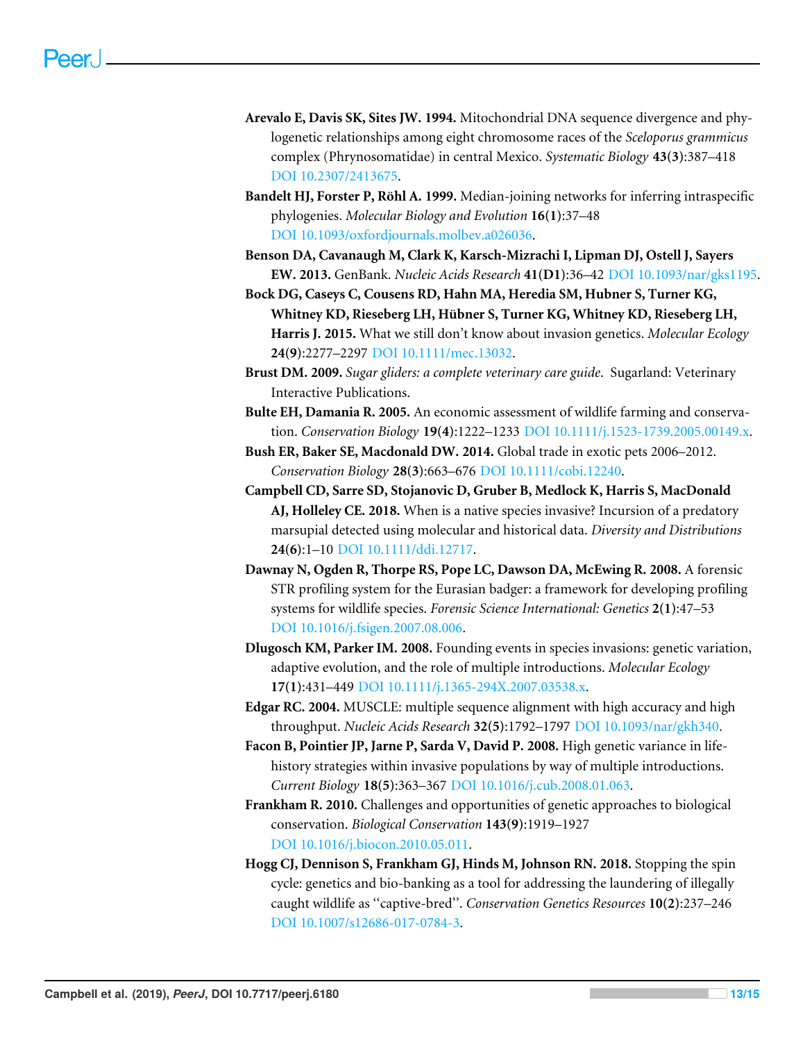**Arevalo E, Davis SK, Sites JW. 1994.** Mitochondrial DNA sequence divergence and phylogenetic relationships among eight chromosome races of the *Sceloporus grammicus* complex (Phrynosomatidae) in central Mexico. *Systematic Biology* **43(3)**:387–418 DOI 10.2307/2413675.

**Bandelt HJ, Forster P, Röhl A. 1999.** Median-joining networks for inferring intraspecific phylogenies. *Molecular Biology and Evolution* **16(1)**:37–48 DOI 10.1093/oxfordjournals.molbev.a026036.

**Benson DA, Cavanaugh M, Clark K, Karsch-Mizrachi I, Lipman DJ, Ostell J, Sayers EW. 2013.** GenBank. *Nucleic Acids Research* **41(D1)**:36–42 DOI 10.1093/nar/gks1195.

**Bock DG, Caseys C, Cousens RD, Hahn MA, Heredia SM, Hubner S, Turner KG, Whitney KD, Rieseberg LH, Hübner S, Turner KG, Whitney KD, Rieseberg LH, Harris J. 2015.** What we still don't know about invasion genetics. *Molecular Ecology* **24(9)**:2277–2297 DOI 10.1111/mec.13032.

**Brust DM. 2009.** *Sugar gliders: a complete veterinary care guide*. Sugarland: Veterinary Interactive Publications.

**Bulte EH, Damania R. 2005.** An economic assessment of wildlife farming and conservation. *Conservation Biology* **19(4)**:1222–1233 DOI 10.1111/j.1523-1739.2005.00149.x.

**Bush ER, Baker SE, Macdonald DW. 2014.** Global trade in exotic pets 2006–2012. *Conservation Biology* **28(3)**:663–676 DOI 10.1111/cobi.12240.

**Campbell CD, Sarre SD, Stojanovic D, Gruber B, Medlock K, Harris S, MacDonald AJ, Holleley CE. 2018.** When is a native species invasive? Incursion of a predatory marsupial detected using molecular and historical data. *Diversity and Distributions* **24(6)**:1–10 DOI 10.1111/ddi.12717.

**Dawnay N, Ogden R, Thorpe RS, Pope LC, Dawson DA, McEwing R. 2008.** A forensic STR profiling system for the Eurasian badger: a framework for developing profiling systems for wildlife species. *Forensic Science International: Genetics* **2(1)**:47–53 DOI 10.1016/j.fsigen.2007.08.006.

**Dlugosch KM, Parker IM. 2008.** Founding events in species invasions: genetic variation, adaptive evolution, and the role of multiple introductions. *Molecular Ecology* **17(1)**:431–449 DOI 10.1111/j.1365-294X.2007.03538.x.

**Edgar RC. 2004.** MUSCLE: multiple sequence alignment with high accuracy and high throughput. *Nucleic Acids Research* **32(5)**:1792–1797 DOI 10.1093/nar/gkh340.

**Facon B, Pointier JP, Jarne P, Sarda V, David P. 2008.** High genetic variance in life-history strategies within invasive populations by way of multiple introductions. *Current Biology* **18(5)**:363–367 DOI 10.1016/j.cub.2008.01.063.

**Frankham R. 2010.** Challenges and opportunities of genetic approaches to biological conservation. *Biological Conservation* **143(9)**:1919–1927 DOI 10.1016/j.biocon.2010.05.011.

**Hogg CJ, Dennison S, Frankham GJ, Hinds M, Johnson RN. 2018.** Stopping the spin cycle: genetics and bio-banking as a tool for addressing the laundering of illegally caught wildlife as "captive-bred". *Conservation Genetics Resources* **10(2)**:237–246 DOI 10.1007/s12686-017-0784-3.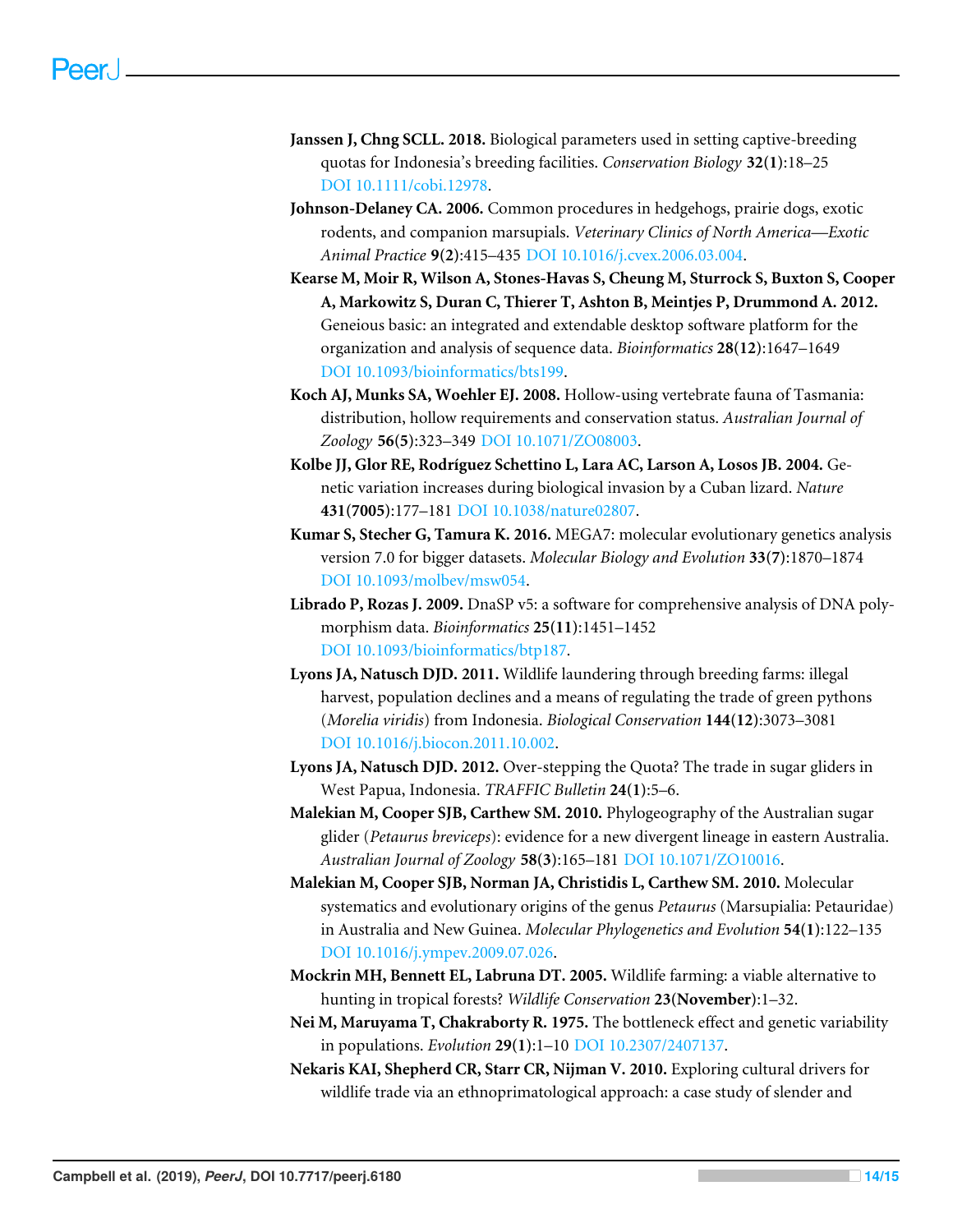**Janssen J, Chng SCLL. 2018.** Biological parameters used in setting captive-breeding quotas for Indonesia's breeding facilities. *Conservation Biology* **32(1)**:18–25 DOI 10.1111/cobi.12978.

**Johnson-Delaney CA. 2006.** Common procedures in hedgehogs, prairie dogs, exotic rodents, and companion marsupials. *Veterinary Clinics of North America—Exotic Animal Practice* **9(2)**:415–435 DOI 10.1016/j.cvex.2006.03.004.

**Kearse M, Moir R, Wilson A, Stones-Havas S, Cheung M, Sturrock S, Buxton S, Cooper A, Markowitz S, Duran C, Thierer T, Ashton B, Meintjes P, Drummond A. 2012.** Geneious basic: an integrated and extendable desktop software platform for the organization and analysis of sequence data. *Bioinformatics* **28(12)**:1647–1649 DOI 10.1093/bioinformatics/bts199.

**Koch AJ, Munks SA, Woehler EJ. 2008.** Hollow-using vertebrate fauna of Tasmania: distribution, hollow requirements and conservation status. *Australian Journal of Zoology* **56(5)**:323–349 DOI 10.1071/ZO08003.

**Kolbe JJ, Glor RE, Rodríguez Schettino L, Lara AC, Larson A, Losos JB. 2004.** Genetic variation increases during biological invasion by a Cuban lizard. *Nature* **431(7005)**:177–181 DOI 10.1038/nature02807.

**Kumar S, Stecher G, Tamura K. 2016.** MEGA7: molecular evolutionary genetics analysis version 7.0 for bigger datasets. *Molecular Biology and Evolution* **33(7)**:1870–1874 DOI 10.1093/molbev/msw054.

**Librado P, Rozas J. 2009.** DnaSP v5: a software for comprehensive analysis of DNA polymorphism data. *Bioinformatics* **25(11)**:1451–1452 DOI 10.1093/bioinformatics/btp187.

**Lyons JA, Natusch DJD. 2011.** Wildlife laundering through breeding farms: illegal harvest, population declines and a means of regulating the trade of green pythons (*Morelia viridis*) from Indonesia. *Biological Conservation* **144(12)**:3073–3081 DOI 10.1016/j.biocon.2011.10.002.

**Lyons JA, Natusch DJD. 2012.** Over-stepping the Quota? The trade in sugar gliders in West Papua, Indonesia. *TRAFFIC Bulletin* **24(1)**:5–6.

**Malekian M, Cooper SJB, Carthew SM. 2010.** Phylogeography of the Australian sugar glider (*Petaurus breviceps*): evidence for a new divergent lineage in eastern Australia. *Australian Journal of Zoology* **58(3)**:165–181 DOI 10.1071/ZO10016.

**Malekian M, Cooper SJB, Norman JA, Christidis L, Carthew SM. 2010.** Molecular systematics and evolutionary origins of the genus *Petaurus* (Marsupialia: Petauridae) in Australia and New Guinea. *Molecular Phylogenetics and Evolution* **54(1)**:122–135 DOI 10.1016/j.ympev.2009.07.026.

**Mockrin MH, Bennett EL, Labruna DT. 2005.** Wildlife farming: a viable alternative to hunting in tropical forests? *Wildlife Conservation* **23(November)**:1–32.

**Nei M, Maruyama T, Chakraborty R. 1975.** The bottleneck effect and genetic variability in populations. *Evolution* **29(1)**:1–10 DOI 10.2307/2407137.

**Nekaris KAI, Shepherd CR, Starr CR, Nijman V. 2010.** Exploring cultural drivers for wildlife trade via an ethnoprimatological approach: a case study of slender and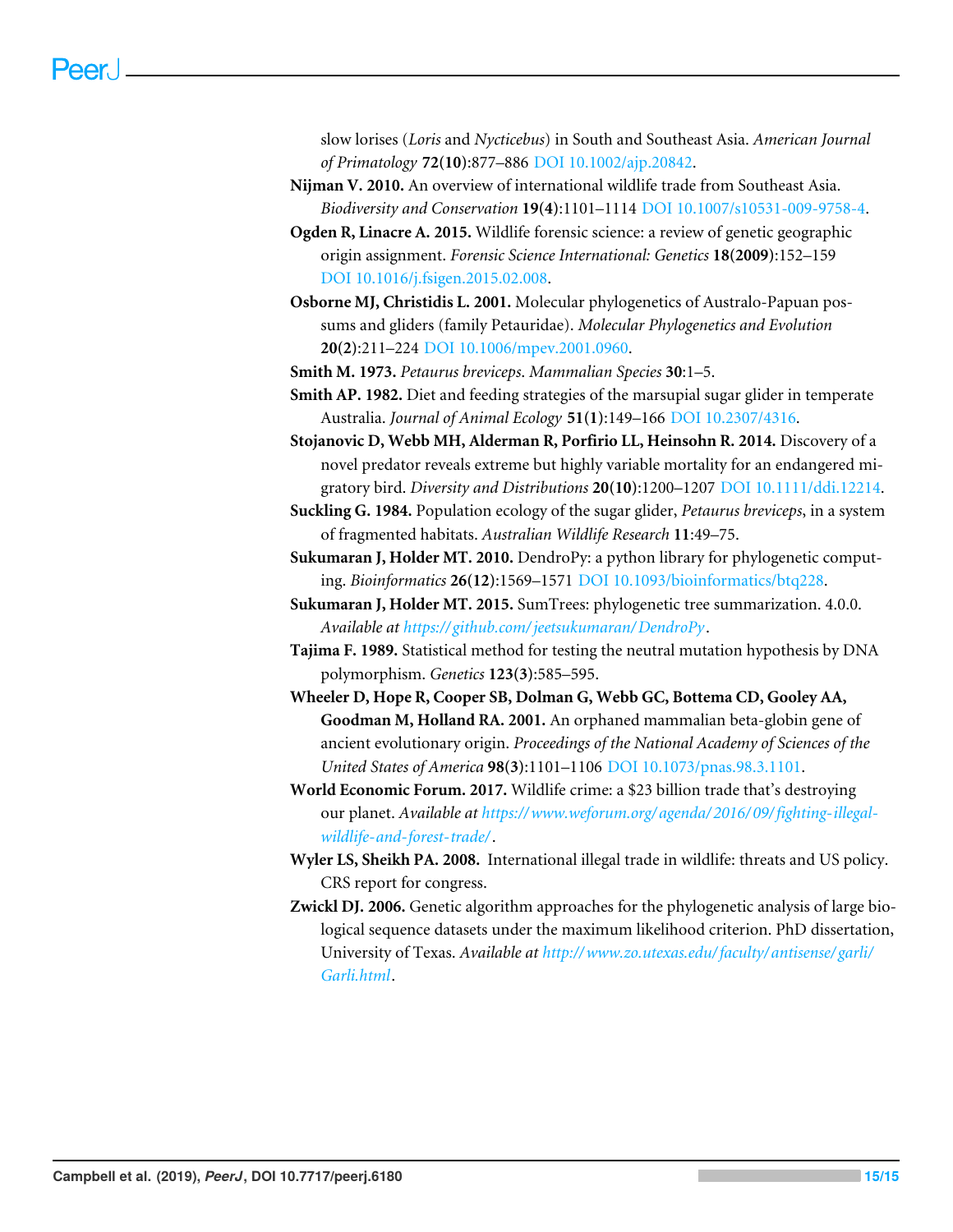slow lorises (*Loris* and *Nycticebus*) in South and Southeast Asia. *American Journal of Primatology* **72(10)**:877–886 DOI 10.1002/ajp.20842.

**Nijman V. 2010.** An overview of international wildlife trade from Southeast Asia. *Biodiversity and Conservation* **19(4)**:1101–1114 DOI 10.1007/s10531-009-9758-4.

**Ogden R, Linacre A. 2015.** Wildlife forensic science: a review of genetic geographic origin assignment. *Forensic Science International: Genetics* **18(2009)**:152–159 DOI 10.1016/j.fsigen.2015.02.008.

**Osborne MJ, Christidis L. 2001.** Molecular phylogenetics of Australo-Papuan possums and gliders (family Petauridae). *Molecular Phylogenetics and Evolution* **20(2)**:211–224 DOI 10.1006/mpev.2001.0960.

**Smith M. 1973.** *Petaurus breviceps*. *Mammalian Species* **30**:1–5.

**Smith AP. 1982.** Diet and feeding strategies of the marsupial sugar glider in temperate Australia. *Journal of Animal Ecology* **51(1)**:149–166 DOI 10.2307/4316.

**Stojanovic D, Webb MH, Alderman R, Porfirio LL, Heinsohn R. 2014.** Discovery of a novel predator reveals extreme but highly variable mortality for an endangered migratory bird. *Diversity and Distributions* **20(10)**:1200–1207 DOI 10.1111/ddi.12214.

**Suckling G. 1984.** Population ecology of the sugar glider, *Petaurus breviceps*, in a system of fragmented habitats. *Australian Wildlife Research* **11**:49–75.

**Sukumaran J, Holder MT. 2010.** DendroPy: a python library for phylogenetic computing. *Bioinformatics* **26(12)**:1569–1571 DOI 10.1093/bioinformatics/btq228.

**Sukumaran J, Holder MT. 2015.** SumTrees: phylogenetic tree summarization. 4.0.0. *Available at https://github.com/jeetsukumaran/DendroPy*.

**Tajima F. 1989.** Statistical method for testing the neutral mutation hypothesis by DNA polymorphism. *Genetics* **123(3)**:585–595.

**Wheeler D, Hope R, Cooper SB, Dolman G, Webb GC, Bottema CD, Gooley AA, Goodman M, Holland RA. 2001.** An orphaned mammalian beta-globin gene of ancient evolutionary origin. *Proceedings of the National Academy of Sciences of the United States of America* **98(3)**:1101–1106 DOI 10.1073/pnas.98.3.1101.

**World Economic Forum. 2017.** Wildlife crime: a $23 billion trade that's destroying our planet. *Available at https://www.weforum.org/agenda/2016/09/fighting-illegal-wildlife-and-forest-trade/*.

**Wyler LS, Sheikh PA. 2008.** International illegal trade in wildlife: threats and US policy. CRS report for congress.

**Zwickl DJ. 2006.** Genetic algorithm approaches for the phylogenetic analysis of large biological sequence datasets under the maximum likelihood criterion. PhD dissertation, University of Texas. *Available at http://www.zo.utexas.edu/faculty/antisense/garli/Garli.html*.